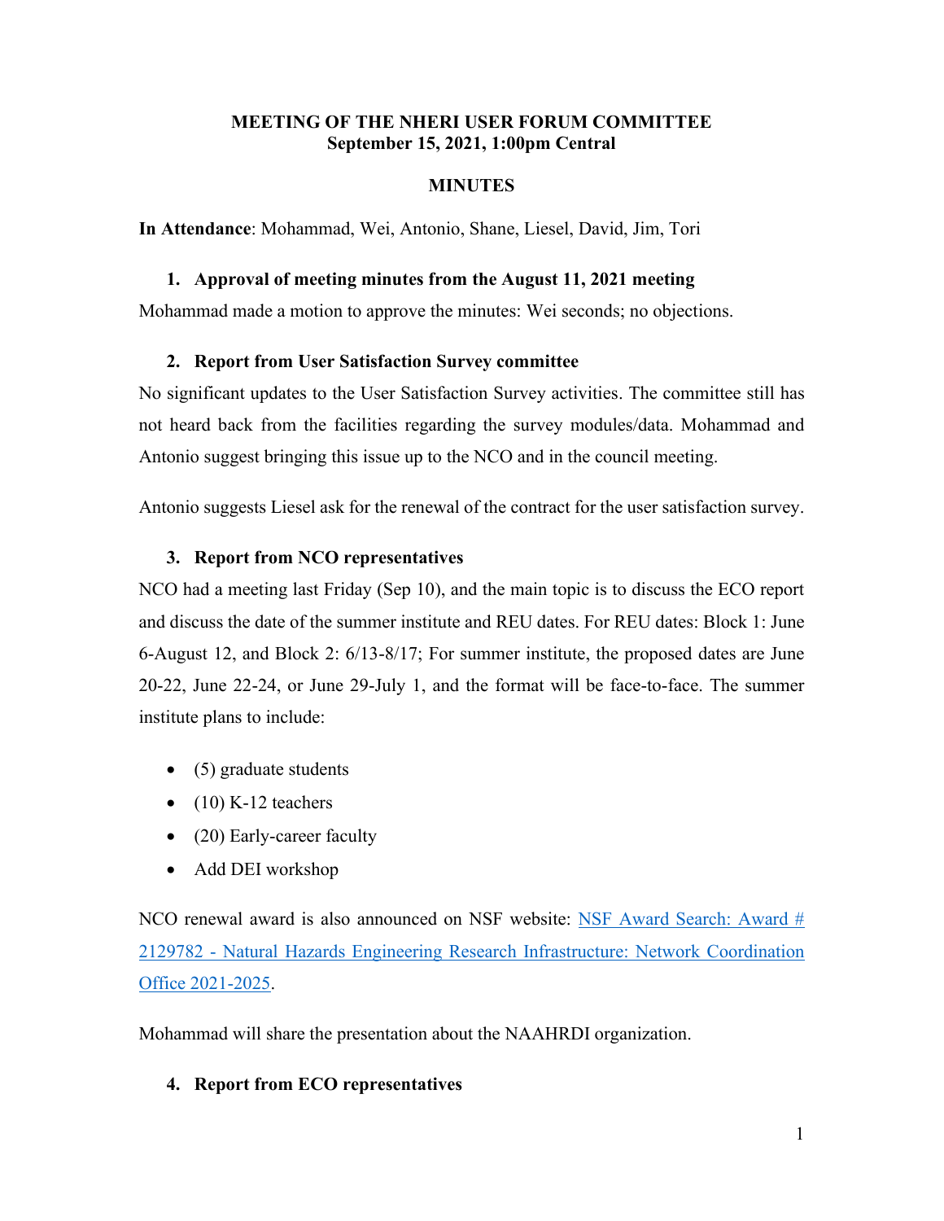# MEETING OF THE NHERI USER FORUM COMMITTEE
## September 15, 2021, 1:00pm Central

## MINUTES

**In Attendance**: Mohammad, Wei, Antonio, Shane, Liesel, David, Jim, Tori

### 1. Approval of meeting minutes from the August 11, 2021 meeting

Mohammad made a motion to approve the minutes: Wei seconds; no objections.

### 2. Report from User Satisfaction Survey committee

No significant updates to the User Satisfaction Survey activities. The committee still has not heard back from the facilities regarding the survey modules/data. Mohammad and Antonio suggest bringing this issue up to the NCO and in the council meeting.

Antonio suggests Liesel ask for the renewal of the contract for the user satisfaction survey.

### 3. Report from NCO representatives

NCO had a meeting last Friday (Sep 10), and the main topic is to discuss the ECO report and discuss the date of the summer institute and REU dates. For REU dates: Block 1: June 6-August 12, and Block 2: 6/13-8/17; For summer institute, the proposed dates are June 20-22, June 22-24, or June 29-July 1, and the format will be face-to-face. The summer institute plans to include:

- (5) graduate students
- (10) K-12 teachers
- (20) Early-career faculty
- Add DEI workshop

NCO renewal award is also announced on NSF website: [NSF Award Search: Award # 2129782 - Natural Hazards Engineering Research Infrastructure: Network Coordination Office 2021-2025](https://www.nsf.gov/awardsearch/showAward?AWD_ID=2129782).

Mohammad will share the presentation about the NAAHRDI organization.

### 4. Report from ECO representatives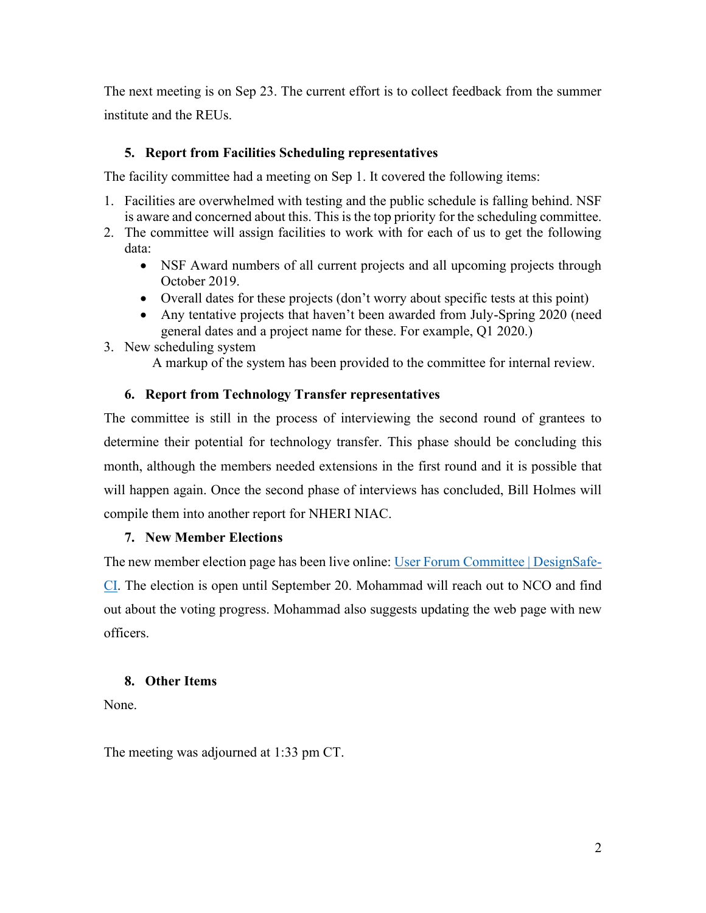The next meeting is on Sep 23. The current effort is to collect feedback from the summer institute and the REUs.

## 5. Report from Facilities Scheduling representatives

The facility committee had a meeting on Sep 1. It covered the following items:

1. Facilities are overwhelmed with testing and the public schedule is falling behind. NSF is aware and concerned about this. This is the top priority for the scheduling committee.
2. The committee will assign facilities to work with for each of us to get the following data:
   - NSF Award numbers of all current projects and all upcoming projects through October 2019.
   - Overall dates for these projects (don't worry about specific tests at this point)
   - Any tentative projects that haven't been awarded from July-Spring 2020 (need general dates and a project name for these. For example, Q1 2020.)
3. New scheduling system

   A markup of the system has been provided to the committee for internal review.

## 6. Report from Technology Transfer representatives

The committee is still in the process of interviewing the second round of grantees to determine their potential for technology transfer. This phase should be concluding this month, although the members needed extensions in the first round and it is possible that will happen again. Once the second phase of interviews has concluded, Bill Holmes will compile them into another report for NHERI NIAC.

## 7. New Member Elections

The new member election page has been live online: [User Forum Committee | DesignSafe-CI](). The election is open until September 20. Mohammad will reach out to NCO and find out about the voting progress. Mohammad also suggests updating the web page with new officers.

## 8. Other Items

None.

The meeting was adjourned at 1:33 pm CT.